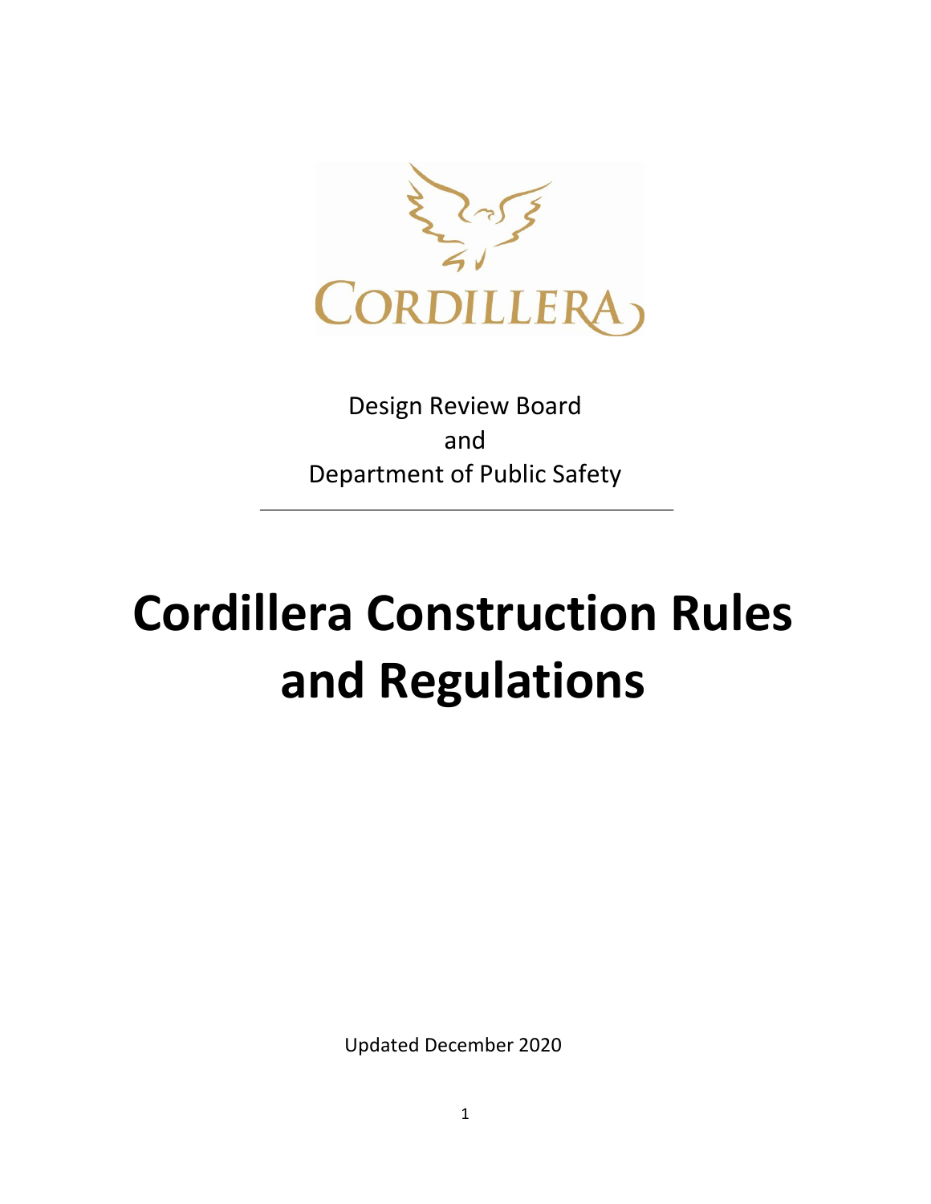CORDILLERA

Design Review Board
and
Department of Public Safety

---

# Cordillera Construction Rules and Regulations

Updated December 2020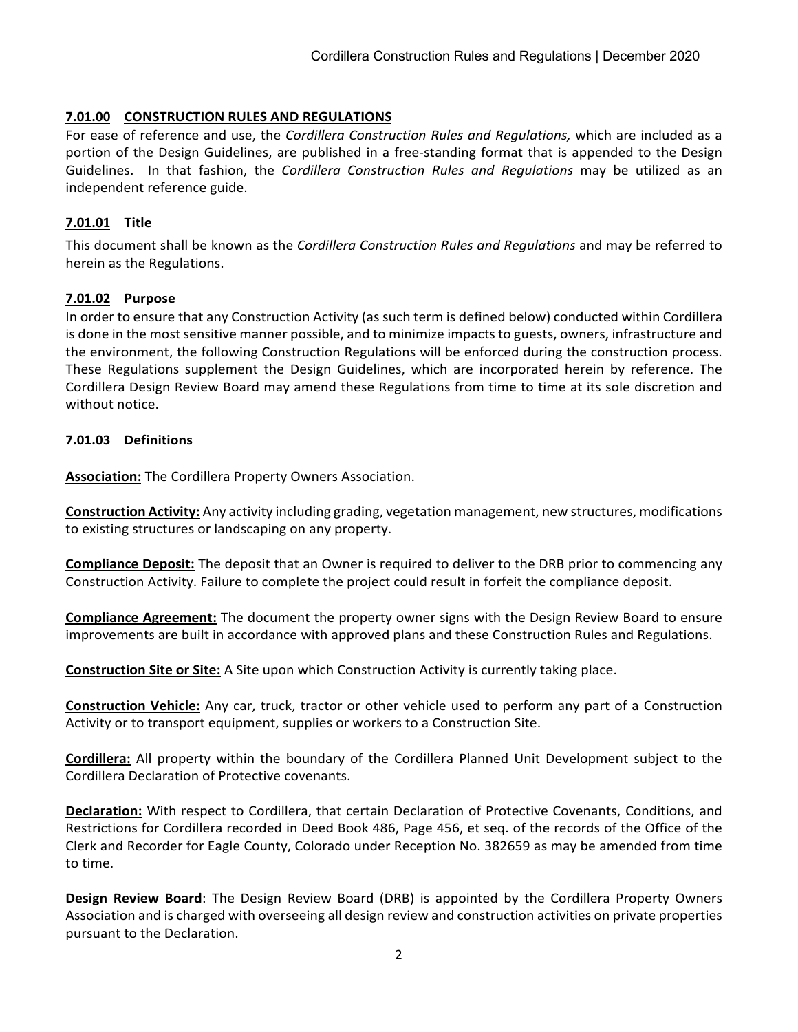## 7.01.00 CONSTRUCTION RULES AND REGULATIONS

For ease of reference and use, the *Cordillera Construction Rules and Regulations,* which are included as a portion of the Design Guidelines, are published in a free-standing format that is appended to the Design Guidelines. In that fashion, the *Cordillera Construction Rules and Regulations* may be utilized as an independent reference guide.

### 7.01.01 Title

This document shall be known as the *Cordillera Construction Rules and Regulations* and may be referred to herein as the Regulations.

### 7.01.02 Purpose

In order to ensure that any Construction Activity (as such term is defined below) conducted within Cordillera is done in the most sensitive manner possible, and to minimize impacts to guests, owners, infrastructure and the environment, the following Construction Regulations will be enforced during the construction process. These Regulations supplement the Design Guidelines, which are incorporated herein by reference. The Cordillera Design Review Board may amend these Regulations from time to time at its sole discretion and without notice.

### 7.01.03 Definitions

**Association:** The Cordillera Property Owners Association.

**Construction Activity:** Any activity including grading, vegetation management, new structures, modifications to existing structures or landscaping on any property.

**Compliance Deposit:** The deposit that an Owner is required to deliver to the DRB prior to commencing any Construction Activity. Failure to complete the project could result in forfeit the compliance deposit.

**Compliance Agreement:** The document the property owner signs with the Design Review Board to ensure improvements are built in accordance with approved plans and these Construction Rules and Regulations.

**Construction Site or Site:** A Site upon which Construction Activity is currently taking place.

**Construction Vehicle:** Any car, truck, tractor or other vehicle used to perform any part of a Construction Activity or to transport equipment, supplies or workers to a Construction Site.

**Cordillera:** All property within the boundary of the Cordillera Planned Unit Development subject to the Cordillera Declaration of Protective covenants.

**Declaration:** With respect to Cordillera, that certain Declaration of Protective Covenants, Conditions, and Restrictions for Cordillera recorded in Deed Book 486, Page 456, et seq. of the records of the Office of the Clerk and Recorder for Eagle County, Colorado under Reception No. 382659 as may be amended from time to time.

**Design Review Board**: The Design Review Board (DRB) is appointed by the Cordillera Property Owners Association and is charged with overseeing all design review and construction activities on private properties pursuant to the Declaration.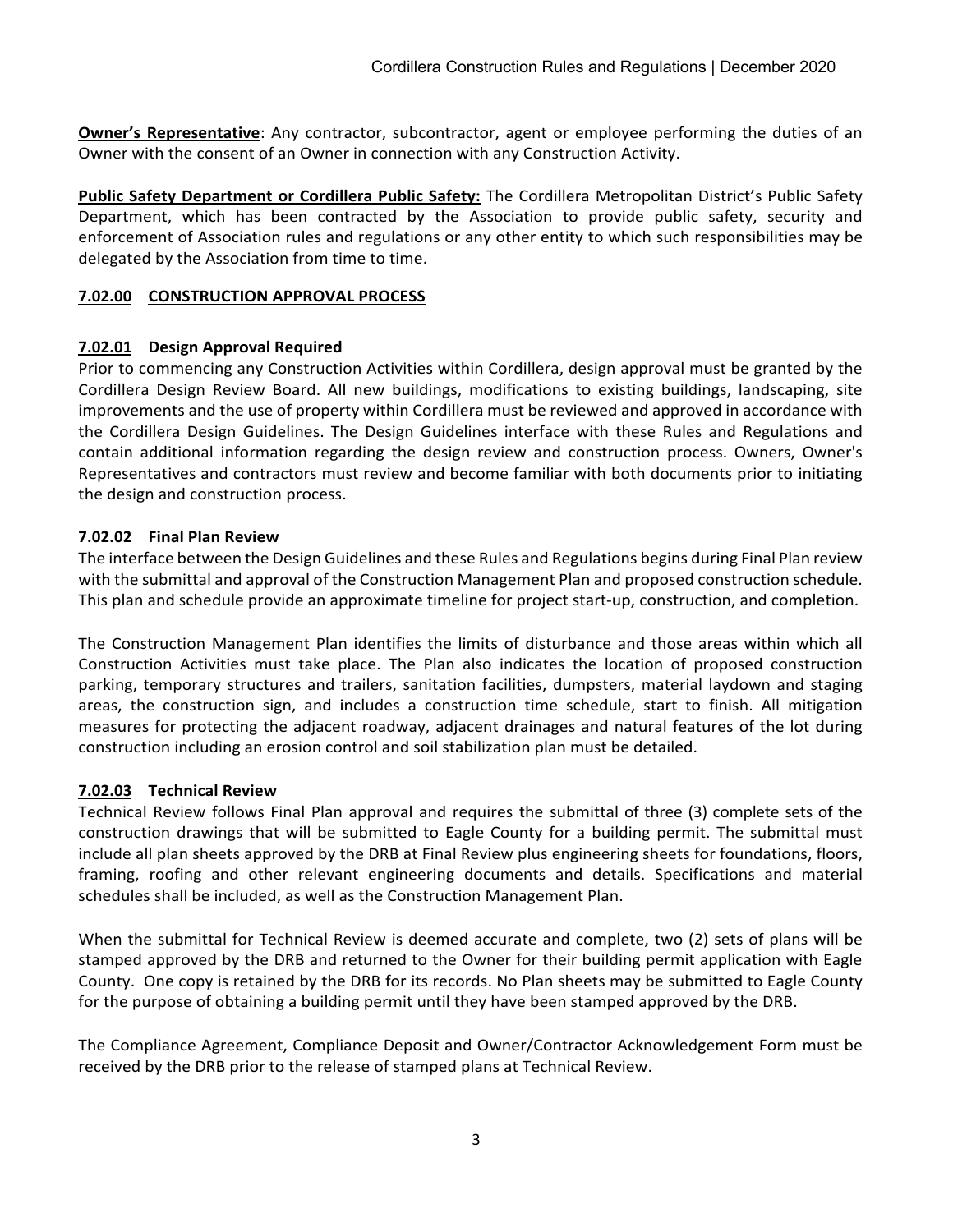**Owner's Representative**: Any contractor, subcontractor, agent or employee performing the duties of an Owner with the consent of an Owner in connection with any Construction Activity.

**Public Safety Department or Cordillera Public Safety:** The Cordillera Metropolitan District's Public Safety Department, which has been contracted by the Association to provide public safety, security and enforcement of Association rules and regulations or any other entity to which such responsibilities may be delegated by the Association from time to time.

## 7.02.00 CONSTRUCTION APPROVAL PROCESS

### 7.02.01 Design Approval Required

Prior to commencing any Construction Activities within Cordillera, design approval must be granted by the Cordillera Design Review Board. All new buildings, modifications to existing buildings, landscaping, site improvements and the use of property within Cordillera must be reviewed and approved in accordance with the Cordillera Design Guidelines. The Design Guidelines interface with these Rules and Regulations and contain additional information regarding the design review and construction process. Owners, Owner's Representatives and contractors must review and become familiar with both documents prior to initiating the design and construction process.

### 7.02.02 Final Plan Review

The interface between the Design Guidelines and these Rules and Regulations begins during Final Plan review with the submittal and approval of the Construction Management Plan and proposed construction schedule. This plan and schedule provide an approximate timeline for project start-up, construction, and completion.

The Construction Management Plan identifies the limits of disturbance and those areas within which all Construction Activities must take place. The Plan also indicates the location of proposed construction parking, temporary structures and trailers, sanitation facilities, dumpsters, material laydown and staging areas, the construction sign, and includes a construction time schedule, start to finish. All mitigation measures for protecting the adjacent roadway, adjacent drainages and natural features of the lot during construction including an erosion control and soil stabilization plan must be detailed.

### 7.02.03 Technical Review

Technical Review follows Final Plan approval and requires the submittal of three (3) complete sets of the construction drawings that will be submitted to Eagle County for a building permit. The submittal must include all plan sheets approved by the DRB at Final Review plus engineering sheets for foundations, floors, framing, roofing and other relevant engineering documents and details. Specifications and material schedules shall be included, as well as the Construction Management Plan.

When the submittal for Technical Review is deemed accurate and complete, two (2) sets of plans will be stamped approved by the DRB and returned to the Owner for their building permit application with Eagle County. One copy is retained by the DRB for its records. No Plan sheets may be submitted to Eagle County for the purpose of obtaining a building permit until they have been stamped approved by the DRB.

The Compliance Agreement, Compliance Deposit and Owner/Contractor Acknowledgement Form must be received by the DRB prior to the release of stamped plans at Technical Review.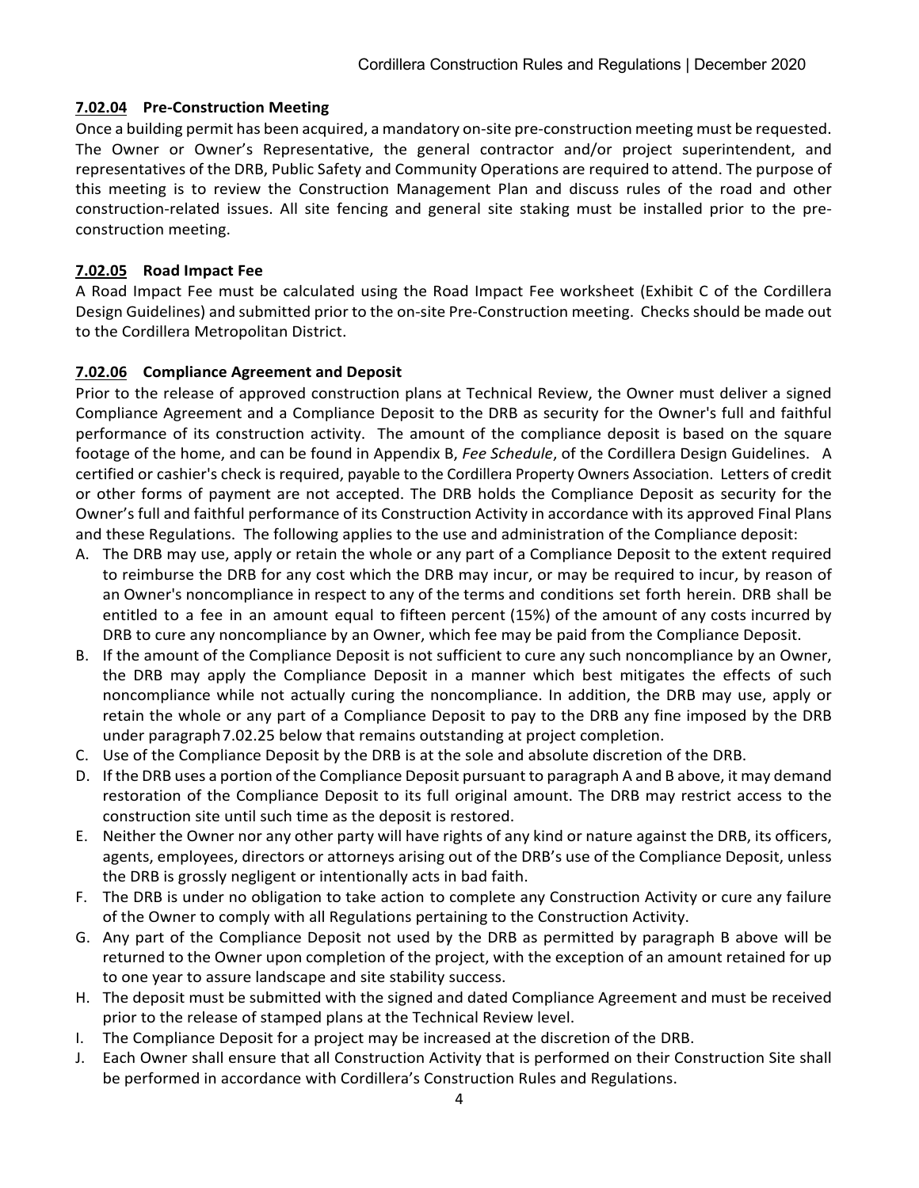### <u>7.02.04</u> Pre-Construction Meeting

Once a building permit has been acquired, a mandatory on-site pre-construction meeting must be requested. The Owner or Owner's Representative, the general contractor and/or project superintendent, and representatives of the DRB, Public Safety and Community Operations are required to attend. The purpose of this meeting is to review the Construction Management Plan and discuss rules of the road and other construction-related issues. All site fencing and general site staking must be installed prior to the pre-construction meeting.

### <u>7.02.05</u> Road Impact Fee

A Road Impact Fee must be calculated using the Road Impact Fee worksheet (Exhibit C of the Cordillera Design Guidelines) and submitted prior to the on-site Pre-Construction meeting. Checks should be made out to the Cordillera Metropolitan District.

### <u>7.02.06</u> Compliance Agreement and Deposit

Prior to the release of approved construction plans at Technical Review, the Owner must deliver a signed Compliance Agreement and a Compliance Deposit to the DRB as security for the Owner's full and faithful performance of its construction activity. The amount of the compliance deposit is based on the square footage of the home, and can be found in Appendix B, *Fee Schedule*, of the Cordillera Design Guidelines. A certified or cashier's check is required, payable to the Cordillera Property Owners Association. Letters of credit or other forms of payment are not accepted. The DRB holds the Compliance Deposit as security for the Owner's full and faithful performance of its Construction Activity in accordance with its approved Final Plans and these Regulations. The following applies to the use and administration of the Compliance deposit:

A. The DRB may use, apply or retain the whole or any part of a Compliance Deposit to the extent required to reimburse the DRB for any cost which the DRB may incur, or may be required to incur, by reason of an Owner's noncompliance in respect to any of the terms and conditions set forth herein. DRB shall be entitled to a fee in an amount equal to fifteen percent (15%) of the amount of any costs incurred by DRB to cure any noncompliance by an Owner, which fee may be paid from the Compliance Deposit.
B. If the amount of the Compliance Deposit is not sufficient to cure any such noncompliance by an Owner, the DRB may apply the Compliance Deposit in a manner which best mitigates the effects of such noncompliance while not actually curing the noncompliance. In addition, the DRB may use, apply or retain the whole or any part of a Compliance Deposit to pay to the DRB any fine imposed by the DRB under paragraph 7.02.25 below that remains outstanding at project completion.
C. Use of the Compliance Deposit by the DRB is at the sole and absolute discretion of the DRB.
D. If the DRB uses a portion of the Compliance Deposit pursuant to paragraph A and B above, it may demand restoration of the Compliance Deposit to its full original amount. The DRB may restrict access to the construction site until such time as the deposit is restored.
E. Neither the Owner nor any other party will have rights of any kind or nature against the DRB, its officers, agents, employees, directors or attorneys arising out of the DRB's use of the Compliance Deposit, unless the DRB is grossly negligent or intentionally acts in bad faith.
F. The DRB is under no obligation to take action to complete any Construction Activity or cure any failure of the Owner to comply with all Regulations pertaining to the Construction Activity.
G. Any part of the Compliance Deposit not used by the DRB as permitted by paragraph B above will be returned to the Owner upon completion of the project, with the exception of an amount retained for up to one year to assure landscape and site stability success.
H. The deposit must be submitted with the signed and dated Compliance Agreement and must be received prior to the release of stamped plans at the Technical Review level.
I. The Compliance Deposit for a project may be increased at the discretion of the DRB.
J. Each Owner shall ensure that all Construction Activity that is performed on their Construction Site shall be performed in accordance with Cordillera's Construction Rules and Regulations.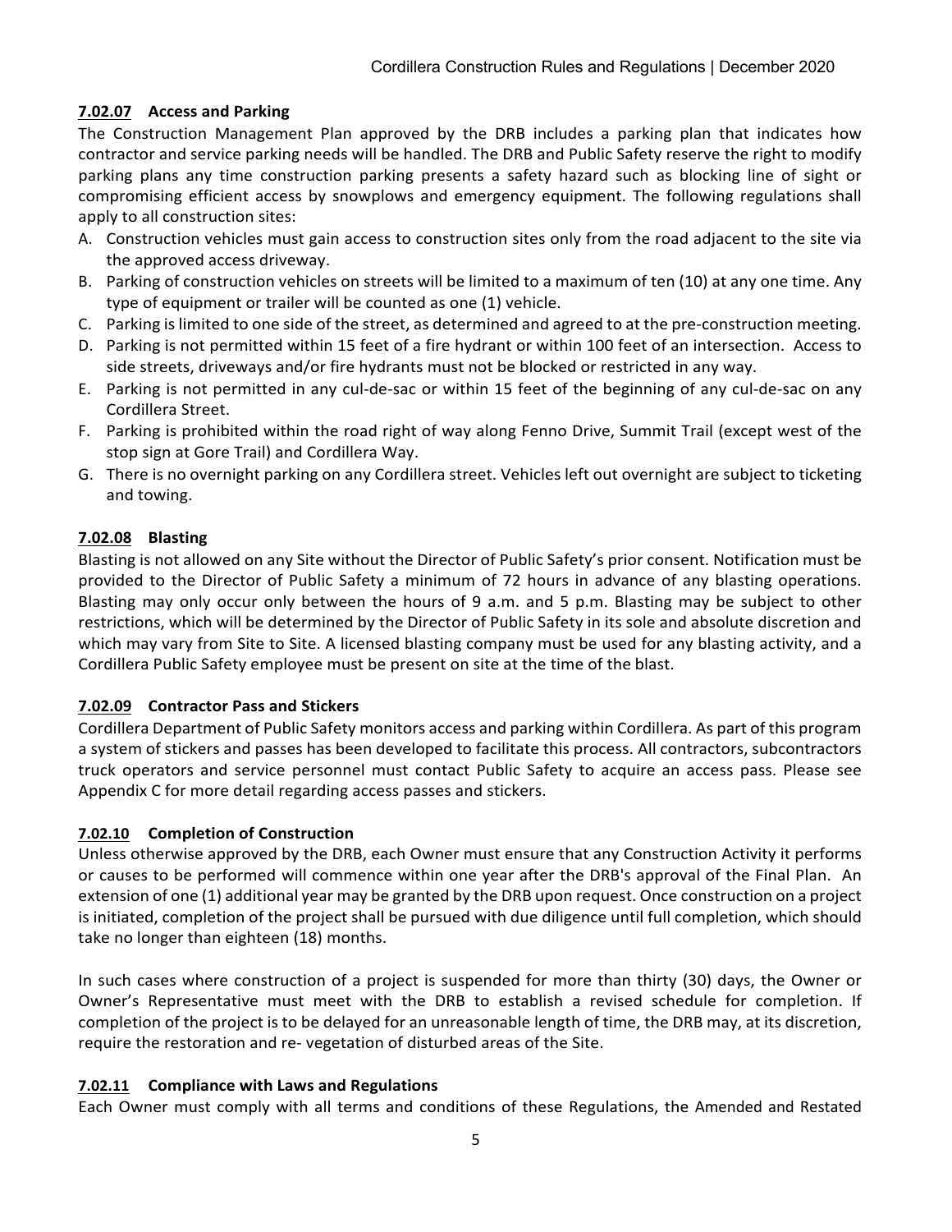### 7.02.07 Access and Parking

The Construction Management Plan approved by the DRB includes a parking plan that indicates how contractor and service parking needs will be handled. The DRB and Public Safety reserve the right to modify parking plans any time construction parking presents a safety hazard such as blocking line of sight or compromising efficient access by snowplows and emergency equipment. The following regulations shall apply to all construction sites:

A. Construction vehicles must gain access to construction sites only from the road adjacent to the site via the approved access driveway.
B. Parking of construction vehicles on streets will be limited to a maximum of ten (10) at any one time. Any type of equipment or trailer will be counted as one (1) vehicle.
C. Parking is limited to one side of the street, as determined and agreed to at the pre-construction meeting.
D. Parking is not permitted within 15 feet of a fire hydrant or within 100 feet of an intersection. Access to side streets, driveways and/or fire hydrants must not be blocked or restricted in any way.
E. Parking is not permitted in any cul-de-sac or within 15 feet of the beginning of any cul-de-sac on any Cordillera Street.
F. Parking is prohibited within the road right of way along Fenno Drive, Summit Trail (except west of the stop sign at Gore Trail) and Cordillera Way.
G. There is no overnight parking on any Cordillera street. Vehicles left out overnight are subject to ticketing and towing.

### 7.02.08 Blasting

Blasting is not allowed on any Site without the Director of Public Safety's prior consent. Notification must be provided to the Director of Public Safety a minimum of 72 hours in advance of any blasting operations. Blasting may only occur only between the hours of 9 a.m. and 5 p.m. Blasting may be subject to other restrictions, which will be determined by the Director of Public Safety in its sole and absolute discretion and which may vary from Site to Site. A licensed blasting company must be used for any blasting activity, and a Cordillera Public Safety employee must be present on site at the time of the blast.

### 7.02.09 Contractor Pass and Stickers

Cordillera Department of Public Safety monitors access and parking within Cordillera. As part of this program a system of stickers and passes has been developed to facilitate this process. All contractors, subcontractors truck operators and service personnel must contact Public Safety to acquire an access pass. Please see Appendix C for more detail regarding access passes and stickers.

### 7.02.10 Completion of Construction

Unless otherwise approved by the DRB, each Owner must ensure that any Construction Activity it performs or causes to be performed will commence within one year after the DRB's approval of the Final Plan. An extension of one (1) additional year may be granted by the DRB upon request. Once construction on a project is initiated, completion of the project shall be pursued with due diligence until full completion, which should take no longer than eighteen (18) months.

In such cases where construction of a project is suspended for more than thirty (30) days, the Owner or Owner's Representative must meet with the DRB to establish a revised schedule for completion. If completion of the project is to be delayed for an unreasonable length of time, the DRB may, at its discretion, require the restoration and re- vegetation of disturbed areas of the Site.

### 7.02.11 Compliance with Laws and Regulations

Each Owner must comply with all terms and conditions of these Regulations, the Amended and Restated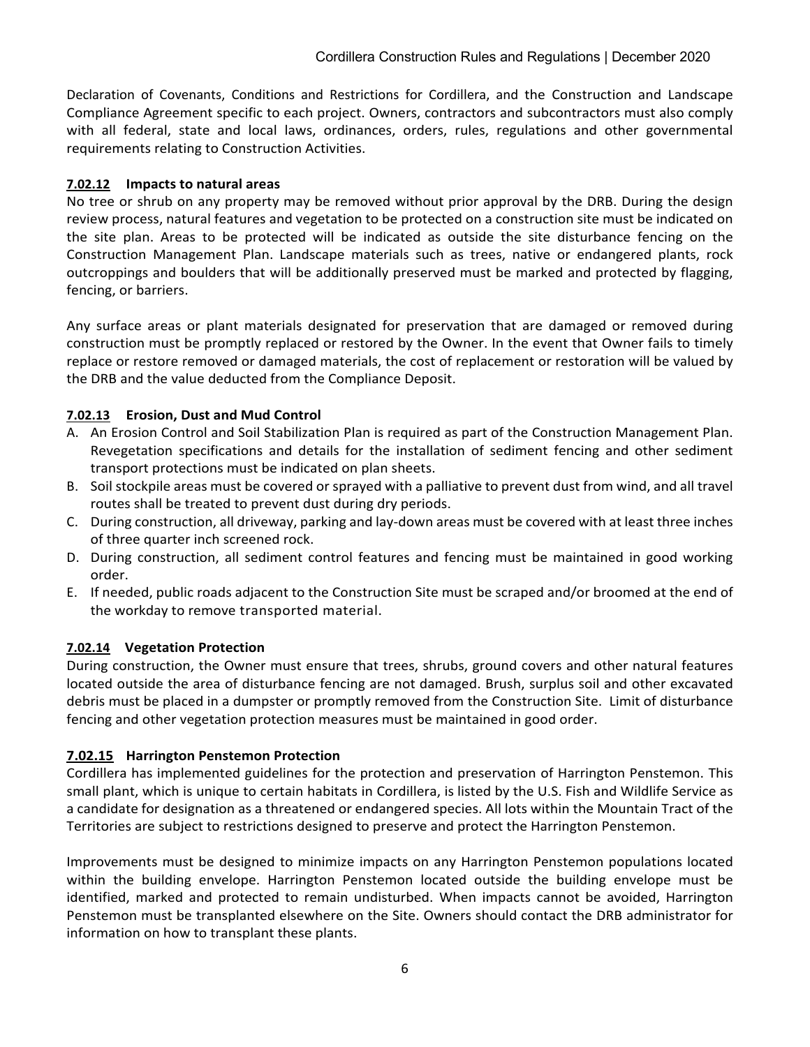Declaration of Covenants, Conditions and Restrictions for Cordillera, and the Construction and Landscape Compliance Agreement specific to each project. Owners, contractors and subcontractors must also comply with all federal, state and local laws, ordinances, orders, rules, regulations and other governmental requirements relating to Construction Activities.

### 7.02.12 Impacts to natural areas

No tree or shrub on any property may be removed without prior approval by the DRB. During the design review process, natural features and vegetation to be protected on a construction site must be indicated on the site plan. Areas to be protected will be indicated as outside the site disturbance fencing on the Construction Management Plan. Landscape materials such as trees, native or endangered plants, rock outcroppings and boulders that will be additionally preserved must be marked and protected by flagging, fencing, or barriers.

Any surface areas or plant materials designated for preservation that are damaged or removed during construction must be promptly replaced or restored by the Owner. In the event that Owner fails to timely replace or restore removed or damaged materials, the cost of replacement or restoration will be valued by the DRB and the value deducted from the Compliance Deposit.

### 7.02.13 Erosion, Dust and Mud Control

A. An Erosion Control and Soil Stabilization Plan is required as part of the Construction Management Plan. Revegetation specifications and details for the installation of sediment fencing and other sediment transport protections must be indicated on plan sheets.
B. Soil stockpile areas must be covered or sprayed with a palliative to prevent dust from wind, and all travel routes shall be treated to prevent dust during dry periods.
C. During construction, all driveway, parking and lay-down areas must be covered with at least three inches of three quarter inch screened rock.
D. During construction, all sediment control features and fencing must be maintained in good working order.
E. If needed, public roads adjacent to the Construction Site must be scraped and/or broomed at the end of the workday to remove transported material.

### 7.02.14 Vegetation Protection

During construction, the Owner must ensure that trees, shrubs, ground covers and other natural features located outside the area of disturbance fencing are not damaged. Brush, surplus soil and other excavated debris must be placed in a dumpster or promptly removed from the Construction Site. Limit of disturbance fencing and other vegetation protection measures must be maintained in good order.

### 7.02.15 Harrington Penstemon Protection

Cordillera has implemented guidelines for the protection and preservation of Harrington Penstemon. This small plant, which is unique to certain habitats in Cordillera, is listed by the U.S. Fish and Wildlife Service as a candidate for designation as a threatened or endangered species. All lots within the Mountain Tract of the Territories are subject to restrictions designed to preserve and protect the Harrington Penstemon.

Improvements must be designed to minimize impacts on any Harrington Penstemon populations located within the building envelope. Harrington Penstemon located outside the building envelope must be identified, marked and protected to remain undisturbed. When impacts cannot be avoided, Harrington Penstemon must be transplanted elsewhere on the Site. Owners should contact the DRB administrator for information on how to transplant these plants.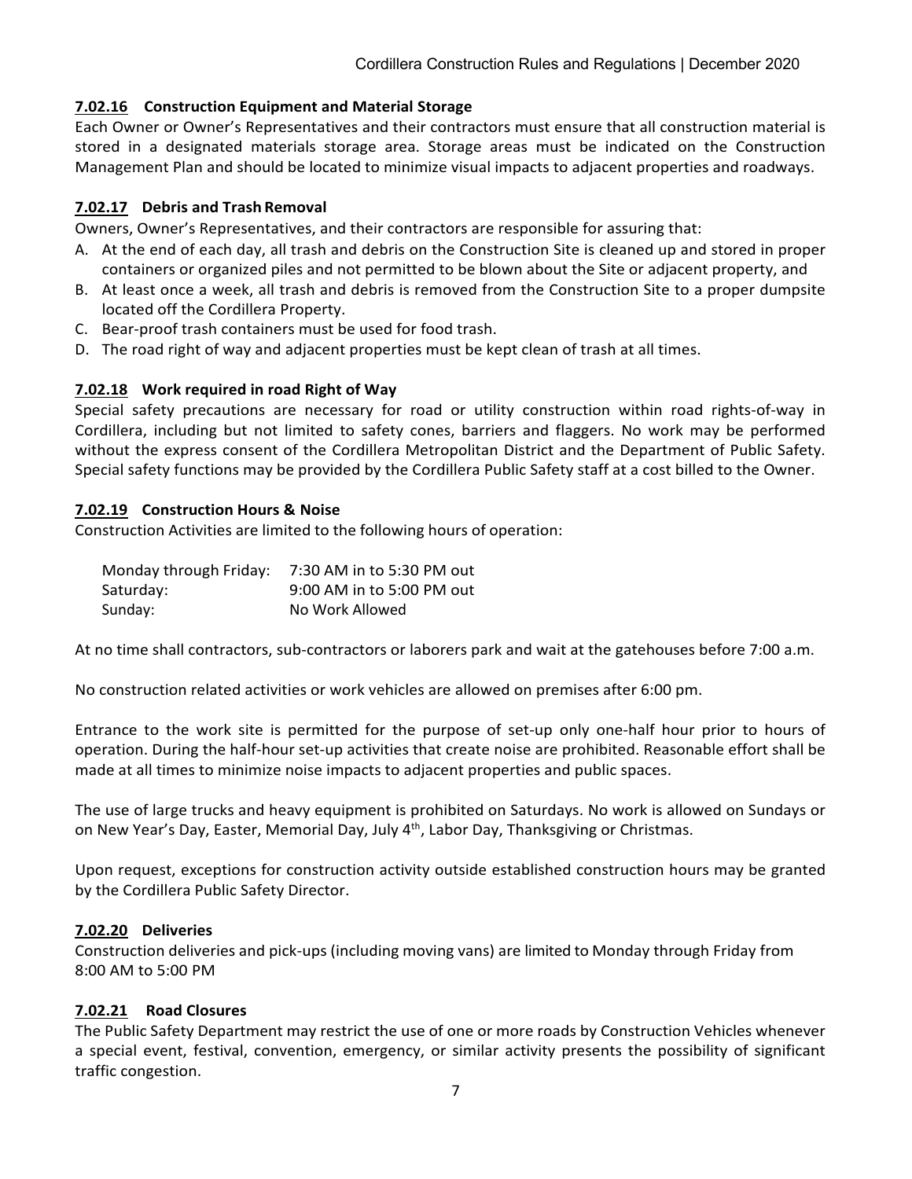### 7.02.16 Construction Equipment and Material Storage

Each Owner or Owner's Representatives and their contractors must ensure that all construction material is stored in a designated materials storage area. Storage areas must be indicated on the Construction Management Plan and should be located to minimize visual impacts to adjacent properties and roadways.

### 7.02.17 Debris and Trash Removal

Owners, Owner's Representatives, and their contractors are responsible for assuring that:

A. At the end of each day, all trash and debris on the Construction Site is cleaned up and stored in proper containers or organized piles and not permitted to be blown about the Site or adjacent property, and
B. At least once a week, all trash and debris is removed from the Construction Site to a proper dumpsite located off the Cordillera Property.
C. Bear-proof trash containers must be used for food trash.
D. The road right of way and adjacent properties must be kept clean of trash at all times.

### 7.02.18 Work required in road Right of Way

Special safety precautions are necessary for road or utility construction within road rights-of-way in Cordillera, including but not limited to safety cones, barriers and flaggers. No work may be performed without the express consent of the Cordillera Metropolitan District and the Department of Public Safety. Special safety functions may be provided by the Cordillera Public Safety staff at a cost billed to the Owner.

### 7.02.19 Construction Hours & Noise

Construction Activities are limited to the following hours of operation:

| | |
|---|---|
| Monday through Friday: | 7:30 AM in to 5:30 PM out |
| Saturday: | 9:00 AM in to 5:00 PM out |
| Sunday: | No Work Allowed |

At no time shall contractors, sub-contractors or laborers park and wait at the gatehouses before 7:00 a.m.

No construction related activities or work vehicles are allowed on premises after 6:00 pm.

Entrance to the work site is permitted for the purpose of set-up only one-half hour prior to hours of operation. During the half-hour set-up activities that create noise are prohibited. Reasonable effort shall be made at all times to minimize noise impacts to adjacent properties and public spaces.

The use of large trucks and heavy equipment is prohibited on Saturdays. No work is allowed on Sundays or on New Year's Day, Easter, Memorial Day, July 4th, Labor Day, Thanksgiving or Christmas.

Upon request, exceptions for construction activity outside established construction hours may be granted by the Cordillera Public Safety Director.

### 7.02.20 Deliveries

Construction deliveries and pick-ups (including moving vans) are limited to Monday through Friday from 8:00 AM to 5:00 PM

### 7.02.21 Road Closures

The Public Safety Department may restrict the use of one or more roads by Construction Vehicles whenever a special event, festival, convention, emergency, or similar activity presents the possibility of significant traffic congestion.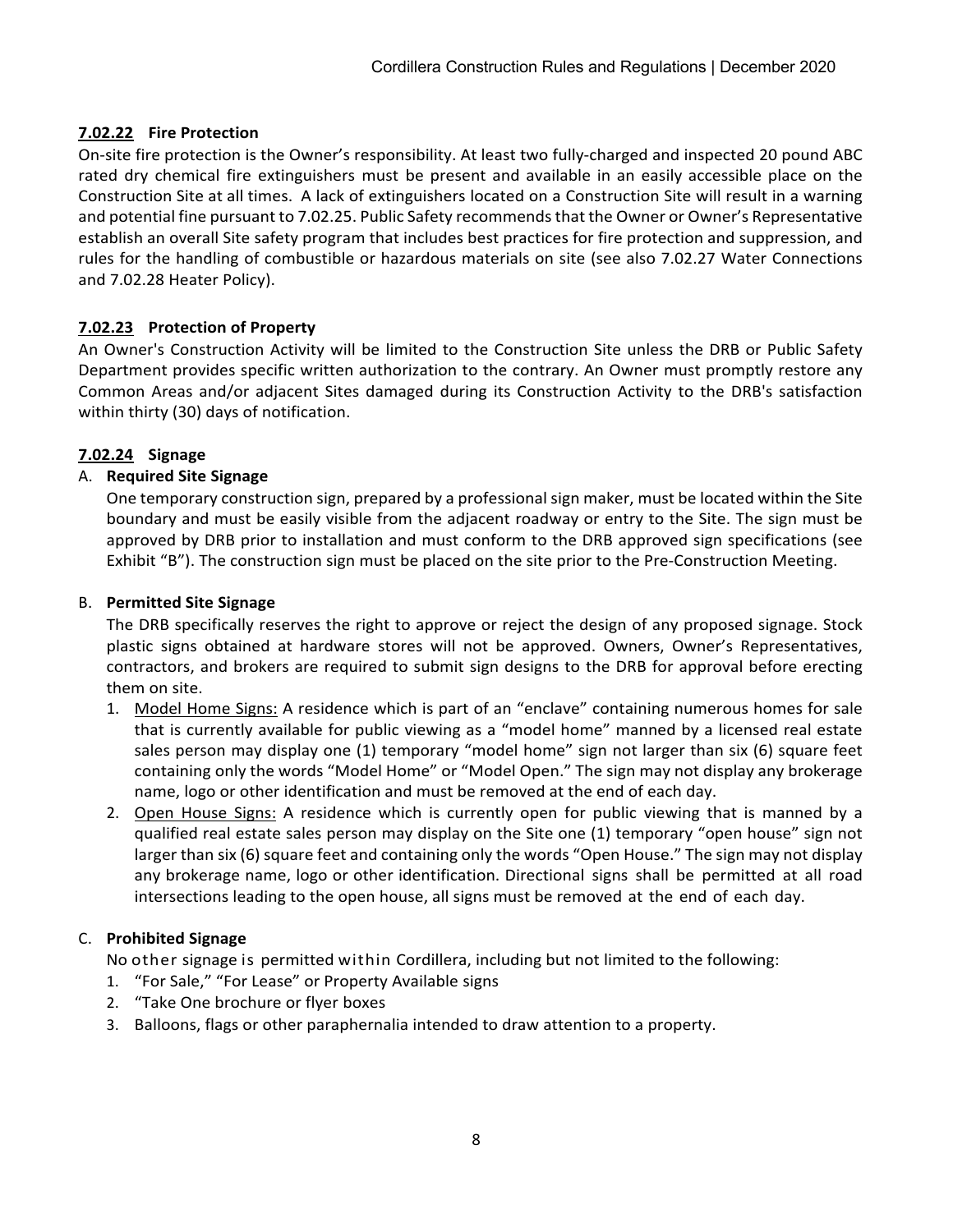### 7.02.22 Fire Protection

On-site fire protection is the Owner's responsibility. At least two fully-charged and inspected 20 pound ABC rated dry chemical fire extinguishers must be present and available in an easily accessible place on the Construction Site at all times. A lack of extinguishers located on a Construction Site will result in a warning and potential fine pursuant to 7.02.25. Public Safety recommends that the Owner or Owner's Representative establish an overall Site safety program that includes best practices for fire protection and suppression, and rules for the handling of combustible or hazardous materials on site (see also 7.02.27 Water Connections and 7.02.28 Heater Policy).

### 7.02.23 Protection of Property

An Owner's Construction Activity will be limited to the Construction Site unless the DRB or Public Safety Department provides specific written authorization to the contrary. An Owner must promptly restore any Common Areas and/or adjacent Sites damaged during its Construction Activity to the DRB's satisfaction within thirty (30) days of notification.

### 7.02.24 Signage

A. **Required Site Signage**

One temporary construction sign, prepared by a professional sign maker, must be located within the Site boundary and must be easily visible from the adjacent roadway or entry to the Site. The sign must be approved by DRB prior to installation and must conform to the DRB approved sign specifications (see Exhibit "B"). The construction sign must be placed on the site prior to the Pre-Construction Meeting.

B. **Permitted Site Signage**

The DRB specifically reserves the right to approve or reject the design of any proposed signage. Stock plastic signs obtained at hardware stores will not be approved. Owners, Owner's Representatives, contractors, and brokers are required to submit sign designs to the DRB for approval before erecting them on site.

1. Model Home Signs: A residence which is part of an "enclave" containing numerous homes for sale that is currently available for public viewing as a "model home" manned by a licensed real estate sales person may display one (1) temporary "model home" sign not larger than six (6) square feet containing only the words "Model Home" or "Model Open." The sign may not display any brokerage name, logo or other identification and must be removed at the end of each day.
2. Open House Signs: A residence which is currently open for public viewing that is manned by a qualified real estate sales person may display on the Site one (1) temporary "open house" sign not larger than six (6) square feet and containing only the words "Open House." The sign may not display any brokerage name, logo or other identification. Directional signs shall be permitted at all road intersections leading to the open house, all signs must be removed at the end of each day.

C. **Prohibited Signage**

No other signage is permitted within Cordillera, including but not limited to the following:

1. "For Sale," "For Lease" or Property Available signs
2. "Take One brochure or flyer boxes
3. Balloons, flags or other paraphernalia intended to draw attention to a property.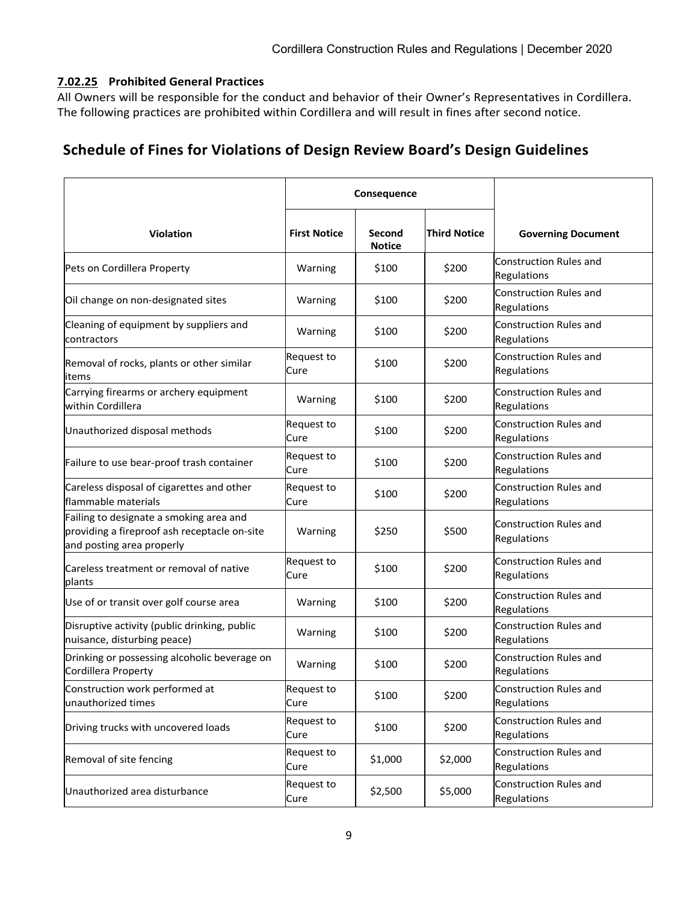#### 7.02.25 Prohibited General Practices

All Owners will be responsible for the conduct and behavior of their Owner's Representatives in Cordillera. The following practices are prohibited within Cordillera and will result in fines after second notice.

## Schedule of Fines for Violations of Design Review Board's Design Guidelines

| Violation | Consequence | | | Governing Document |
|---|---|---|---|---|
| | First Notice | Second Notice | Third Notice | |
| Pets on Cordillera Property | Warning | $100 | $200 | Construction Rules and Regulations |
| Oil change on non-designated sites | Warning | $100 | $200 | Construction Rules and Regulations |
| Cleaning of equipment by suppliers and contractors | Warning | $100 | $200 | Construction Rules and Regulations |
| Removal of rocks, plants or other similar items | Request to Cure | $100 | $200 | Construction Rules and Regulations |
| Carrying firearms or archery equipment within Cordillera | Warning | $100 | $200 | Construction Rules and Regulations |
| Unauthorized disposal methods | Request to Cure | $100 | $200 | Construction Rules and Regulations |
| Failure to use bear-proof trash container | Request to Cure | $100 | $200 | Construction Rules and Regulations |
| Careless disposal of cigarettes and other flammable materials | Request to Cure | $100 | $200 | Construction Rules and Regulations |
| Failing to designate a smoking area and providing a fireproof ash receptacle on-site and posting area properly | Warning | $250 | $500 | Construction Rules and Regulations |
| Careless treatment or removal of native plants | Request to Cure | $100 | $200 | Construction Rules and Regulations |
| Use of or transit over golf course area | Warning | $100 | $200 | Construction Rules and Regulations |
| Disruptive activity (public drinking, public nuisance, disturbing peace) | Warning | $100 | $200 | Construction Rules and Regulations |
| Drinking or possessing alcoholic beverage on Cordillera Property | Warning | $100 | $200 | Construction Rules and Regulations |
| Construction work performed at unauthorized times | Request to Cure | $100 | $200 | Construction Rules and Regulations |
| Driving trucks with uncovered loads | Request to Cure | $100 | $200 | Construction Rules and Regulations |
| Removal of site fencing | Request to Cure | $1,000 | $2,000 | Construction Rules and Regulations |
| Unauthorized area disturbance | Request to Cure | $2,500 | $5,000 | Construction Rules and Regulations |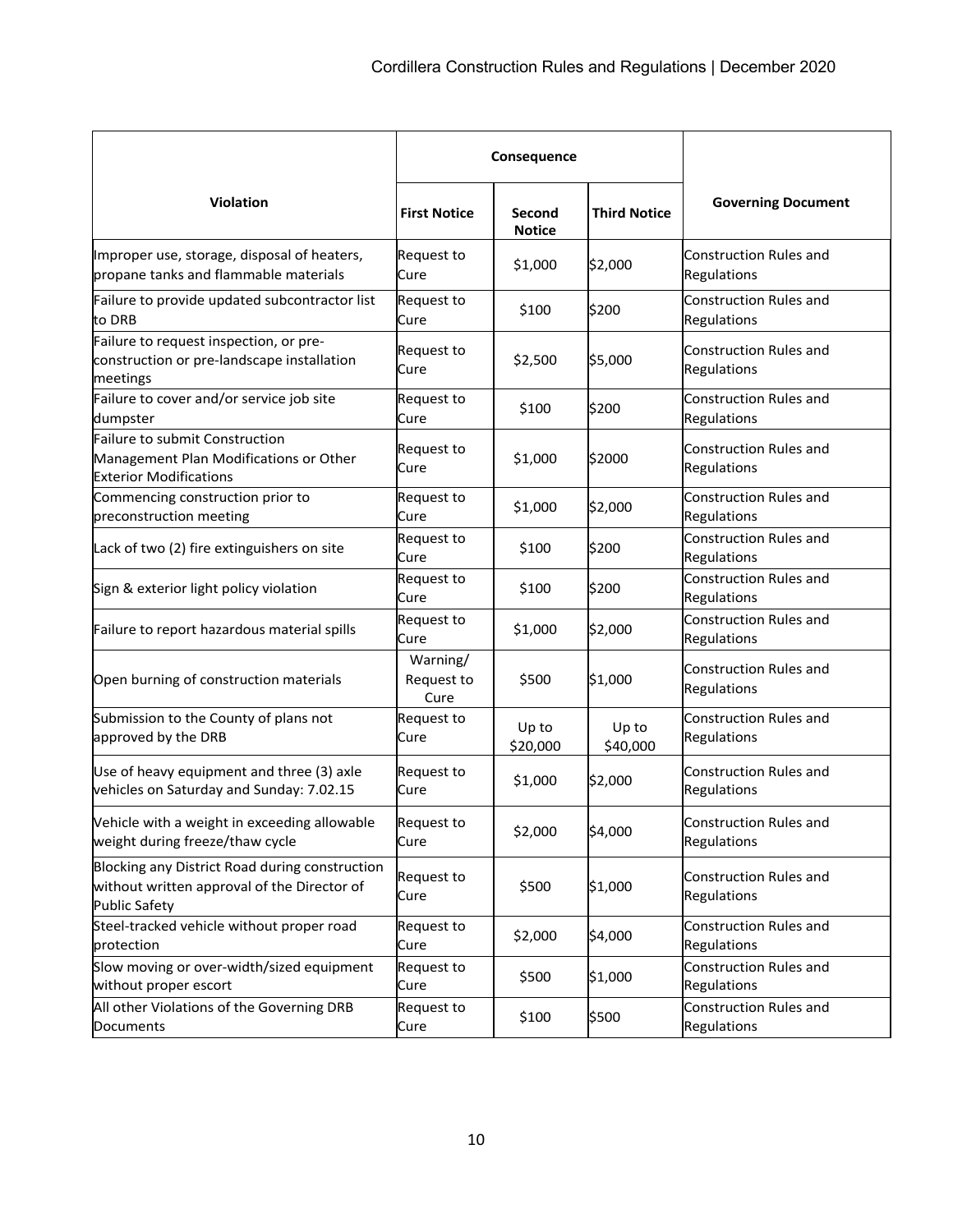| Violation | Consequence | | | Governing Document |
|---|---|---|---|---|
| | First Notice | Second Notice | Third Notice | |
| Improper use, storage, disposal of heaters, propane tanks and flammable materials | Request to Cure | $1,000 | $2,000 | Construction Rules and Regulations |
| Failure to provide updated subcontractor list to DRB | Request to Cure | $100 | $200 | Construction Rules and Regulations |
| Failure to request inspection, or pre-construction or pre-landscape installation meetings | Request to Cure | $2,500 | $5,000 | Construction Rules and Regulations |
| Failure to cover and/or service job site dumpster | Request to Cure | $100 | $200 | Construction Rules and Regulations |
| Failure to submit Construction Management Plan Modifications or Other Exterior Modifications | Request to Cure | $1,000 | $2000 | Construction Rules and Regulations |
| Commencing construction prior to preconstruction meeting | Request to Cure | $1,000 | $2,000 | Construction Rules and Regulations |
| Lack of two (2) fire extinguishers on site | Request to Cure | $100 | $200 | Construction Rules and Regulations |
| Sign & exterior light policy violation | Request to Cure | $100 | $200 | Construction Rules and Regulations |
| Failure to report hazardous material spills | Request to Cure | $1,000 | $2,000 | Construction Rules and Regulations |
| Open burning of construction materials | Warning/ Request to Cure | $500 | $1,000 | Construction Rules and Regulations |
| Submission to the County of plans not approved by the DRB | Request to Cure | Up to $20,000 | Up to $40,000 | Construction Rules and Regulations |
| Use of heavy equipment and three (3) axle vehicles on Saturday and Sunday: 7.02.15 | Request to Cure | $1,000 | $2,000 | Construction Rules and Regulations |
| Vehicle with a weight in exceeding allowable weight during freeze/thaw cycle | Request to Cure | $2,000 | $4,000 | Construction Rules and Regulations |
| Blocking any District Road during construction without written approval of the Director of Public Safety | Request to Cure | $500 | $1,000 | Construction Rules and Regulations |
| Steel-tracked vehicle without proper road protection | Request to Cure | $2,000 | $4,000 | Construction Rules and Regulations |
| Slow moving or over-width/sized equipment without proper escort | Request to Cure | $500 | $1,000 | Construction Rules and Regulations |
| All other Violations of the Governing DRB Documents | Request to Cure | $100 | $500 | Construction Rules and Regulations |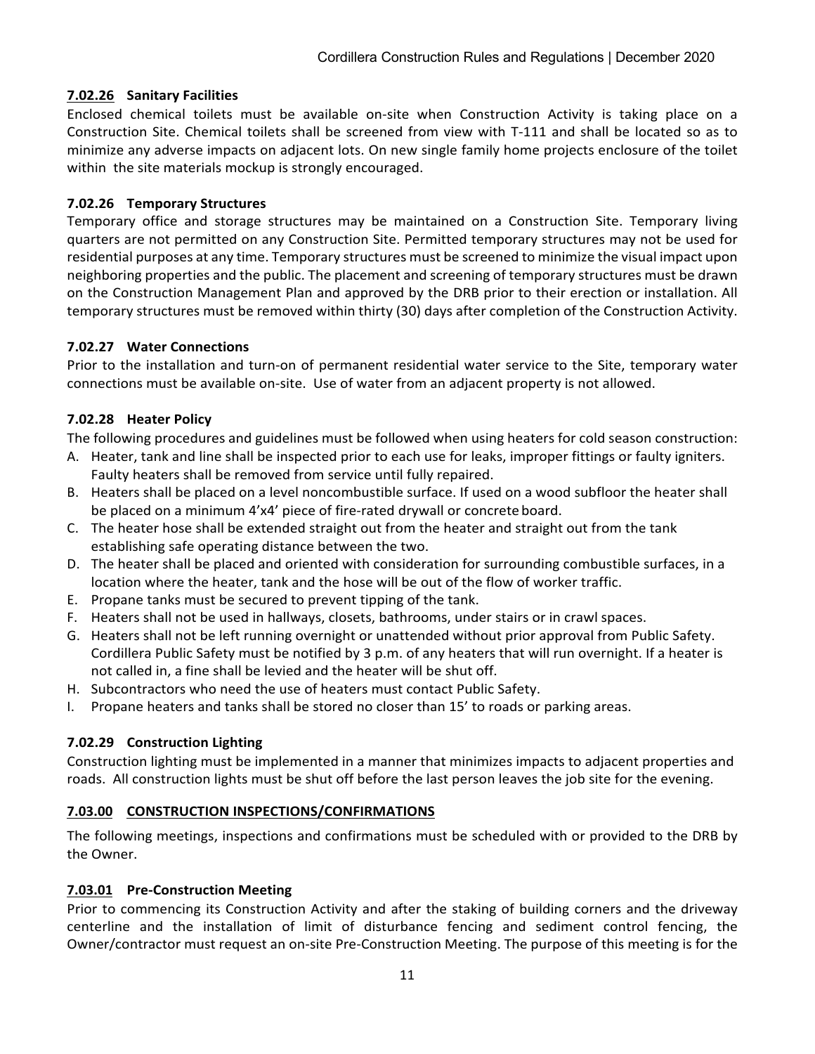### 7.02.26 Sanitary Facilities

Enclosed chemical toilets must be available on-site when Construction Activity is taking place on a Construction Site. Chemical toilets shall be screened from view with T-111 and shall be located so as to minimize any adverse impacts on adjacent lots. On new single family home projects enclosure of the toilet within the site materials mockup is strongly encouraged.

### 7.02.26 Temporary Structures

Temporary office and storage structures may be maintained on a Construction Site. Temporary living quarters are not permitted on any Construction Site. Permitted temporary structures may not be used for residential purposes at any time. Temporary structures must be screened to minimize the visual impact upon neighboring properties and the public. The placement and screening of temporary structures must be drawn on the Construction Management Plan and approved by the DRB prior to their erection or installation. All temporary structures must be removed within thirty (30) days after completion of the Construction Activity.

### 7.02.27 Water Connections

Prior to the installation and turn-on of permanent residential water service to the Site, temporary water connections must be available on-site. Use of water from an adjacent property is not allowed.

### 7.02.28 Heater Policy

The following procedures and guidelines must be followed when using heaters for cold season construction:

A. Heater, tank and line shall be inspected prior to each use for leaks, improper fittings or faulty igniters. Faulty heaters shall be removed from service until fully repaired.
B. Heaters shall be placed on a level noncombustible surface. If used on a wood subfloor the heater shall be placed on a minimum 4'x4' piece of fire-rated drywall or concrete board.
C. The heater hose shall be extended straight out from the heater and straight out from the tank establishing safe operating distance between the two.
D. The heater shall be placed and oriented with consideration for surrounding combustible surfaces, in a location where the heater, tank and the hose will be out of the flow of worker traffic.
E. Propane tanks must be secured to prevent tipping of the tank.
F. Heaters shall not be used in hallways, closets, bathrooms, under stairs or in crawl spaces.
G. Heaters shall not be left running overnight or unattended without prior approval from Public Safety. Cordillera Public Safety must be notified by 3 p.m. of any heaters that will run overnight. If a heater is not called in, a fine shall be levied and the heater will be shut off.
H. Subcontractors who need the use of heaters must contact Public Safety.
I. Propane heaters and tanks shall be stored no closer than 15' to roads or parking areas.

### 7.02.29 Construction Lighting

Construction lighting must be implemented in a manner that minimizes impacts to adjacent properties and roads. All construction lights must be shut off before the last person leaves the job site for the evening.

## 7.03.00 CONSTRUCTION INSPECTIONS/CONFIRMATIONS

The following meetings, inspections and confirmations must be scheduled with or provided to the DRB by the Owner.

### 7.03.01 Pre-Construction Meeting

Prior to commencing its Construction Activity and after the staking of building corners and the driveway centerline and the installation of limit of disturbance fencing and sediment control fencing, the Owner/contractor must request an on-site Pre-Construction Meeting. The purpose of this meeting is for the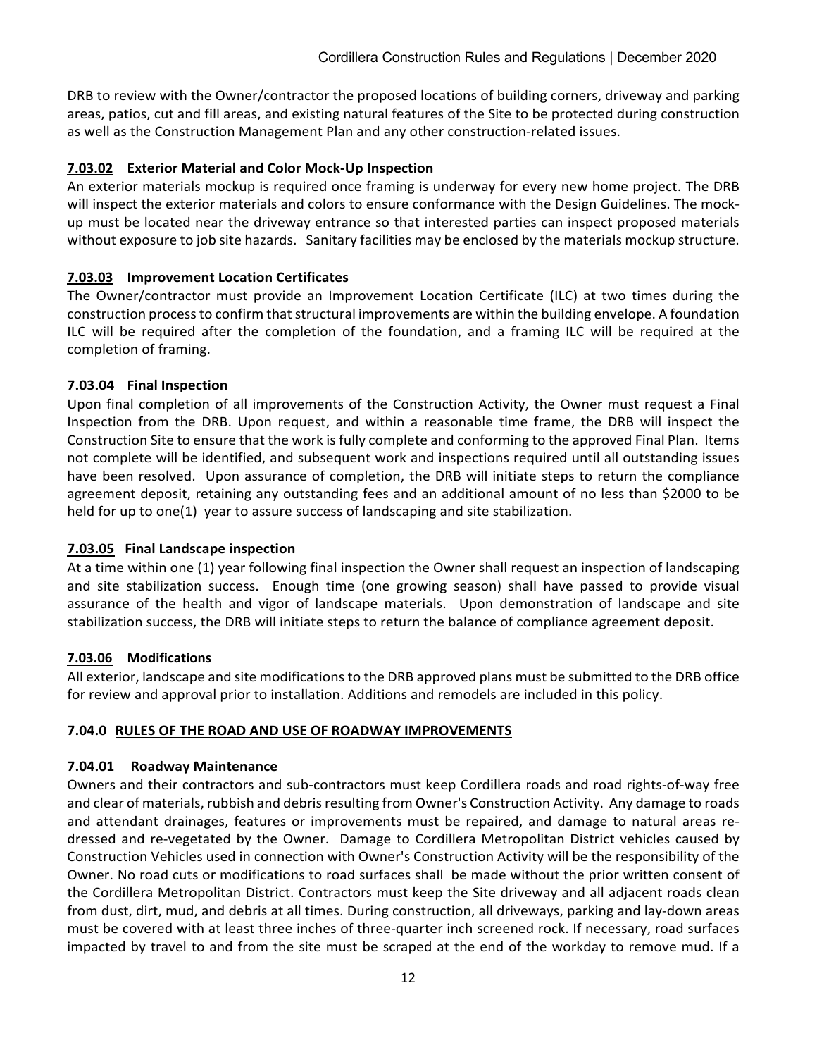DRB to review with the Owner/contractor the proposed locations of building corners, driveway and parking areas, patios, cut and fill areas, and existing natural features of the Site to be protected during construction as well as the Construction Management Plan and any other construction-related issues.

### 7.03.02 Exterior Material and Color Mock-Up Inspection

An exterior materials mockup is required once framing is underway for every new home project. The DRB will inspect the exterior materials and colors to ensure conformance with the Design Guidelines. The mock-up must be located near the driveway entrance so that interested parties can inspect proposed materials without exposure to job site hazards. Sanitary facilities may be enclosed by the materials mockup structure.

### 7.03.03 Improvement Location Certificates

The Owner/contractor must provide an Improvement Location Certificate (ILC) at two times during the construction process to confirm that structural improvements are within the building envelope. A foundation ILC will be required after the completion of the foundation, and a framing ILC will be required at the completion of framing.

### 7.03.04 Final Inspection

Upon final completion of all improvements of the Construction Activity, the Owner must request a Final Inspection from the DRB. Upon request, and within a reasonable time frame, the DRB will inspect the Construction Site to ensure that the work is fully complete and conforming to the approved Final Plan. Items not complete will be identified, and subsequent work and inspections required until all outstanding issues have been resolved. Upon assurance of completion, the DRB will initiate steps to return the compliance agreement deposit, retaining any outstanding fees and an additional amount of no less than $2000 to be held for up to one(1) year to assure success of landscaping and site stabilization.

### 7.03.05 Final Landscape inspection

At a time within one (1) year following final inspection the Owner shall request an inspection of landscaping and site stabilization success. Enough time (one growing season) shall have passed to provide visual assurance of the health and vigor of landscape materials. Upon demonstration of landscape and site stabilization success, the DRB will initiate steps to return the balance of compliance agreement deposit.

### 7.03.06 Modifications

All exterior, landscape and site modifications to the DRB approved plans must be submitted to the DRB office for review and approval prior to installation. Additions and remodels are included in this policy.

## 7.04.0 RULES OF THE ROAD AND USE OF ROADWAY IMPROVEMENTS

### 7.04.01 Roadway Maintenance

Owners and their contractors and sub-contractors must keep Cordillera roads and road rights-of-way free and clear of materials, rubbish and debris resulting from Owner's Construction Activity. Any damage to roads and attendant drainages, features or improvements must be repaired, and damage to natural areas re-dressed and re-vegetated by the Owner. Damage to Cordillera Metropolitan District vehicles caused by Construction Vehicles used in connection with Owner's Construction Activity will be the responsibility of the Owner. No road cuts or modifications to road surfaces shall be made without the prior written consent of the Cordillera Metropolitan District. Contractors must keep the Site driveway and all adjacent roads clean from dust, dirt, mud, and debris at all times. During construction, all driveways, parking and lay-down areas must be covered with at least three inches of three-quarter inch screened rock. If necessary, road surfaces impacted by travel to and from the site must be scraped at the end of the workday to remove mud. If a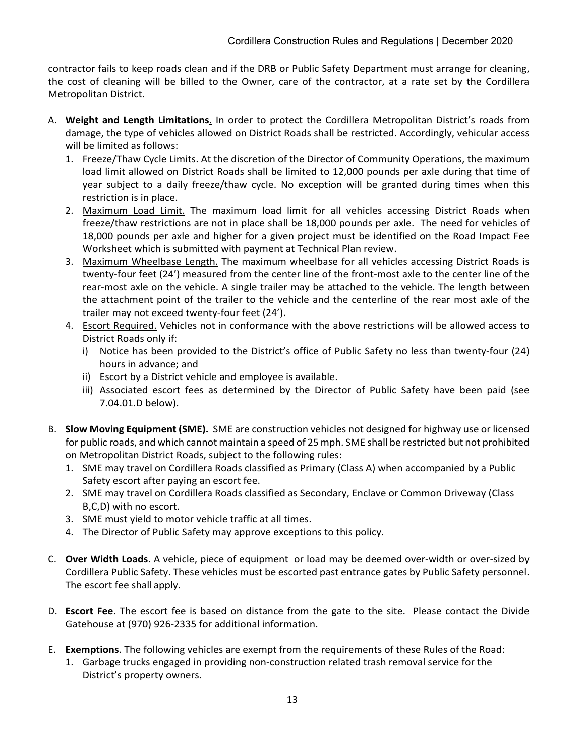contractor fails to keep roads clean and if the DRB or Public Safety Department must arrange for cleaning, the cost of cleaning will be billed to the Owner, care of the contractor, at a rate set by the Cordillera Metropolitan District.

A. **Weight and Length Limitations**. In order to protect the Cordillera Metropolitan District's roads from damage, the type of vehicles allowed on District Roads shall be restricted. Accordingly, vehicular access will be limited as follows:
   1. Freeze/Thaw Cycle Limits. At the discretion of the Director of Community Operations, the maximum load limit allowed on District Roads shall be limited to 12,000 pounds per axle during that time of year subject to a daily freeze/thaw cycle. No exception will be granted during times when this restriction is in place.
   2. Maximum Load Limit. The maximum load limit for all vehicles accessing District Roads when freeze/thaw restrictions are not in place shall be 18,000 pounds per axle. The need for vehicles of 18,000 pounds per axle and higher for a given project must be identified on the Road Impact Fee Worksheet which is submitted with payment at Technical Plan review.
   3. Maximum Wheelbase Length. The maximum wheelbase for all vehicles accessing District Roads is twenty-four feet (24') measured from the center line of the front-most axle to the center line of the rear-most axle on the vehicle. A single trailer may be attached to the vehicle. The length between the attachment point of the trailer to the vehicle and the centerline of the rear most axle of the trailer may not exceed twenty-four feet (24').
   4. Escort Required. Vehicles not in conformance with the above restrictions will be allowed access to District Roads only if:
      i) Notice has been provided to the District's office of Public Safety no less than twenty-four (24) hours in advance; and
      ii) Escort by a District vehicle and employee is available.
      iii) Associated escort fees as determined by the Director of Public Safety have been paid (see 7.04.01.D below).

B. **Slow Moving Equipment (SME).** SME are construction vehicles not designed for highway use or licensed for public roads, and which cannot maintain a speed of 25 mph. SME shall be restricted but not prohibited on Metropolitan District Roads, subject to the following rules:
   1. SME may travel on Cordillera Roads classified as Primary (Class A) when accompanied by a Public Safety escort after paying an escort fee.
   2. SME may travel on Cordillera Roads classified as Secondary, Enclave or Common Driveway (Class B,C,D) with no escort.
   3. SME must yield to motor vehicle traffic at all times.
   4. The Director of Public Safety may approve exceptions to this policy.

C. **Over Width Loads**. A vehicle, piece of equipment or load may be deemed over-width or over-sized by Cordillera Public Safety. These vehicles must be escorted past entrance gates by Public Safety personnel. The escort fee shall apply.

D. **Escort Fee**. The escort fee is based on distance from the gate to the site. Please contact the Divide Gatehouse at (970) 926-2335 for additional information.

E. **Exemptions**. The following vehicles are exempt from the requirements of these Rules of the Road:
   1. Garbage trucks engaged in providing non-construction related trash removal service for the District's property owners.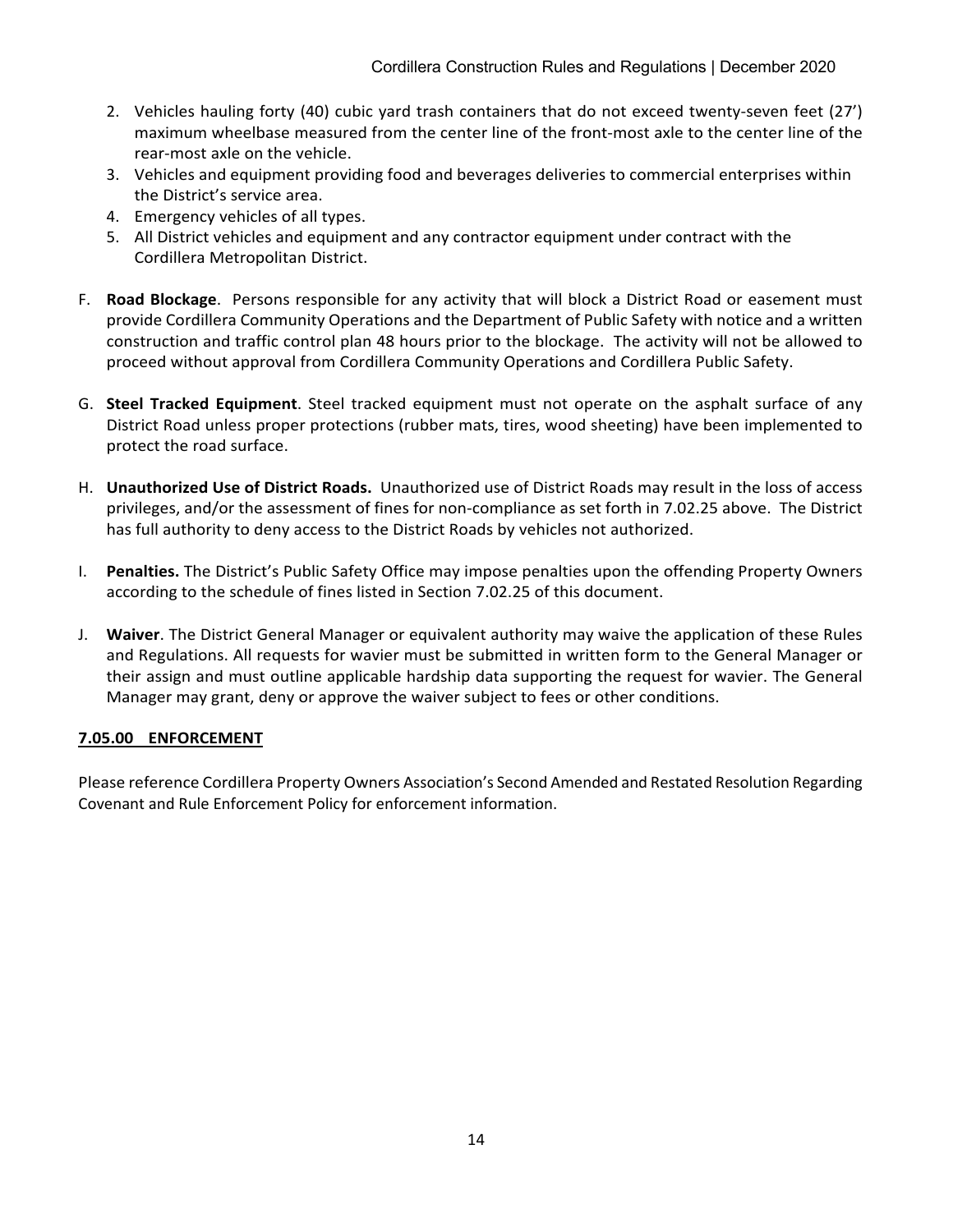2. Vehicles hauling forty (40) cubic yard trash containers that do not exceed twenty-seven feet (27') maximum wheelbase measured from the center line of the front-most axle to the center line of the rear-most axle on the vehicle.
3. Vehicles and equipment providing food and beverages deliveries to commercial enterprises within the District's service area.
4. Emergency vehicles of all types.
5. All District vehicles and equipment and any contractor equipment under contract with the Cordillera Metropolitan District.

F. **Road Blockage**. Persons responsible for any activity that will block a District Road or easement must provide Cordillera Community Operations and the Department of Public Safety with notice and a written construction and traffic control plan 48 hours prior to the blockage. The activity will not be allowed to proceed without approval from Cordillera Community Operations and Cordillera Public Safety.

G. **Steel Tracked Equipment**. Steel tracked equipment must not operate on the asphalt surface of any District Road unless proper protections (rubber mats, tires, wood sheeting) have been implemented to protect the road surface.

H. **Unauthorized Use of District Roads.** Unauthorized use of District Roads may result in the loss of access privileges, and/or the assessment of fines for non-compliance as set forth in 7.02.25 above. The District has full authority to deny access to the District Roads by vehicles not authorized.

I. **Penalties.** The District's Public Safety Office may impose penalties upon the offending Property Owners according to the schedule of fines listed in Section 7.02.25 of this document.

J. **Waiver**. The District General Manager or equivalent authority may waive the application of these Rules and Regulations. All requests for wavier must be submitted in written form to the General Manager or their assign and must outline applicable hardship data supporting the request for wavier. The General Manager may grant, deny or approve the waiver subject to fees or other conditions.

## 7.05.00 ENFORCEMENT

Please reference Cordillera Property Owners Association's Second Amended and Restated Resolution Regarding Covenant and Rule Enforcement Policy for enforcement information.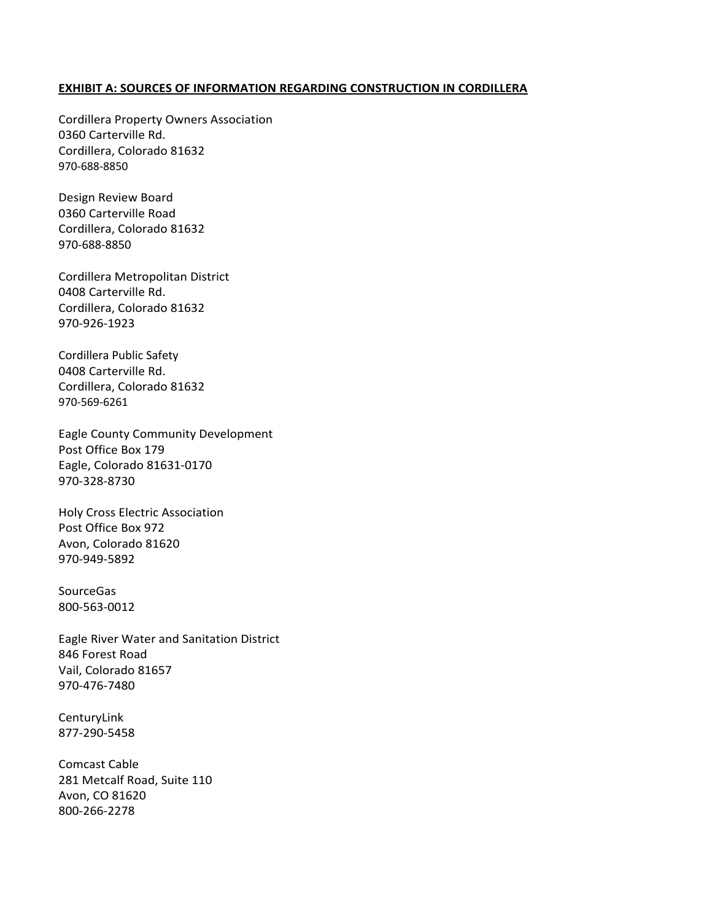**EXHIBIT A: SOURCES OF INFORMATION REGARDING CONSTRUCTION IN CORDILLERA**

Cordillera Property Owners Association
0360 Carterville Rd.
Cordillera, Colorado 81632
970-688-8850

Design Review Board
0360 Carterville Road
Cordillera, Colorado 81632
970-688-8850

Cordillera Metropolitan District
0408 Carterville Rd.
Cordillera, Colorado 81632
970-926-1923

Cordillera Public Safety
0408 Carterville Rd.
Cordillera, Colorado 81632
970-569-6261

Eagle County Community Development
Post Office Box 179
Eagle, Colorado 81631-0170
970-328-8730

Holy Cross Electric Association
Post Office Box 972
Avon, Colorado 81620
970-949-5892

SourceGas
800-563-0012

Eagle River Water and Sanitation District
846 Forest Road
Vail, Colorado 81657
970-476-7480

CenturyLink
877-290-5458

Comcast Cable
281 Metcalf Road, Suite 110
Avon, CO 81620
800-266-2278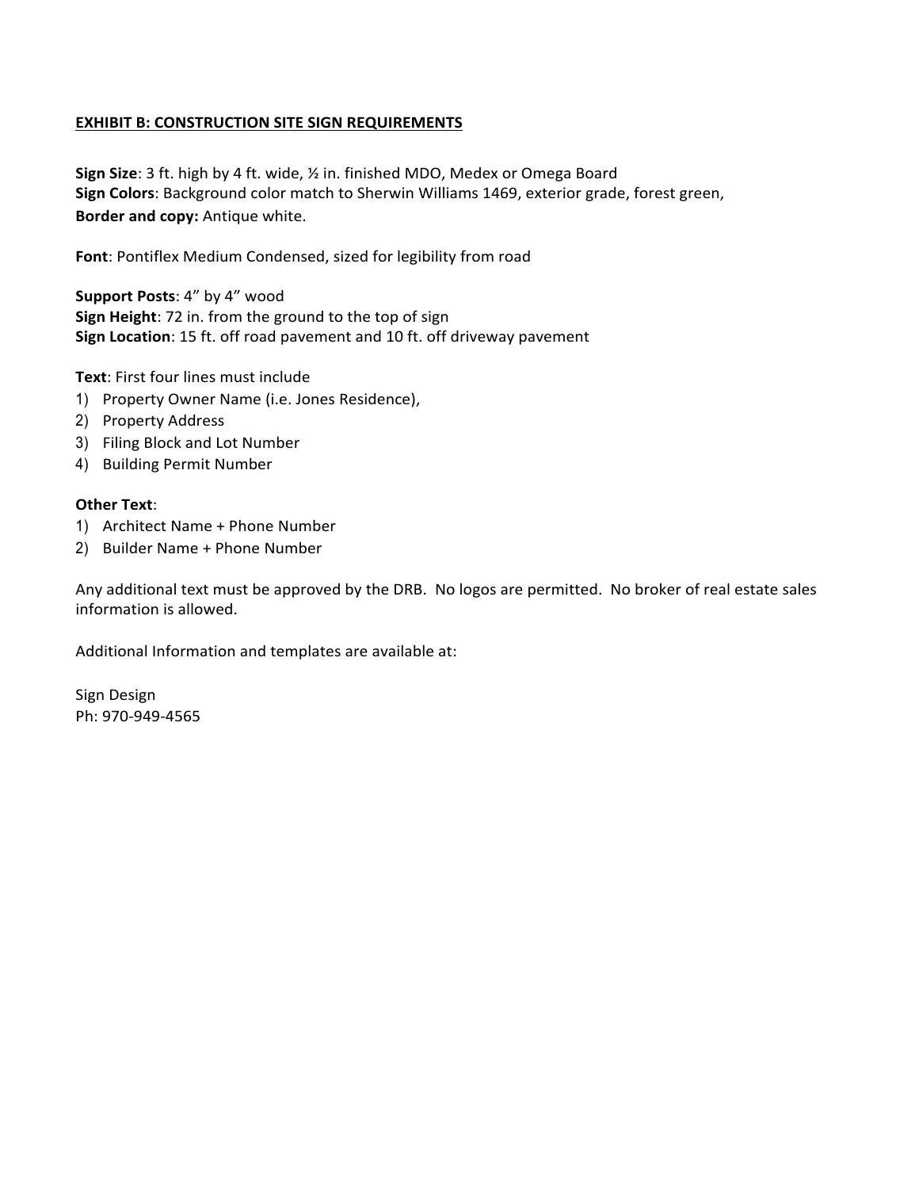## EXHIBIT B: CONSTRUCTION SITE SIGN REQUIREMENTS

**Sign Size**: 3 ft. high by 4 ft. wide, ½ in. finished MDO, Medex or Omega Board
**Sign Colors**: Background color match to Sherwin Williams 1469, exterior grade, forest green,
**Border and copy:** Antique white.

**Font**: Pontiflex Medium Condensed, sized for legibility from road

**Support Posts**: 4" by 4" wood
**Sign Height**: 72 in. from the ground to the top of sign
**Sign Location**: 15 ft. off road pavement and 10 ft. off driveway pavement

**Text**: First four lines must include

1) Property Owner Name (i.e. Jones Residence),
2) Property Address
3) Filing Block and Lot Number
4) Building Permit Number

**Other Text**:

1) Architect Name + Phone Number
2) Builder Name + Phone Number

Any additional text must be approved by the DRB. No logos are permitted. No broker of real estate sales information is allowed.

Additional Information and templates are available at:

Sign Design
Ph: 970-949-4565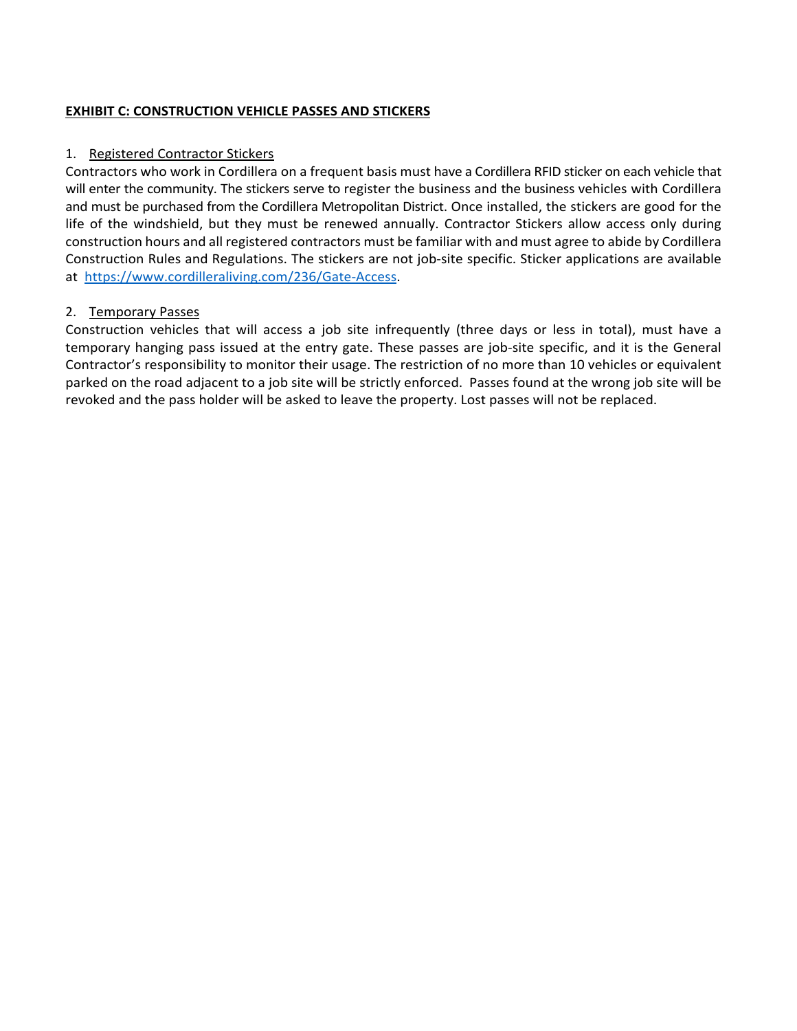## EXHIBIT C: CONSTRUCTION VEHICLE PASSES AND STICKERS

1. Registered Contractor Stickers

Contractors who work in Cordillera on a frequent basis must have a Cordillera RFID sticker on each vehicle that will enter the community. The stickers serve to register the business and the business vehicles with Cordillera and must be purchased from the Cordillera Metropolitan District. Once installed, the stickers are good for the life of the windshield, but they must be renewed annually. Contractor Stickers allow access only during construction hours and all registered contractors must be familiar with and must agree to abide by Cordillera Construction Rules and Regulations. The stickers are not job-site specific. Sticker applications are available at [https://www.cordilleraliving.com/236/Gate-Access](https://www.cordilleraliving.com/236/Gate-Access).

2. Temporary Passes

Construction vehicles that will access a job site infrequently (three days or less in total), must have a temporary hanging pass issued at the entry gate. These passes are job-site specific, and it is the General Contractor's responsibility to monitor their usage. The restriction of no more than 10 vehicles or equivalent parked on the road adjacent to a job site will be strictly enforced. Passes found at the wrong job site will be revoked and the pass holder will be asked to leave the property. Lost passes will not be replaced.